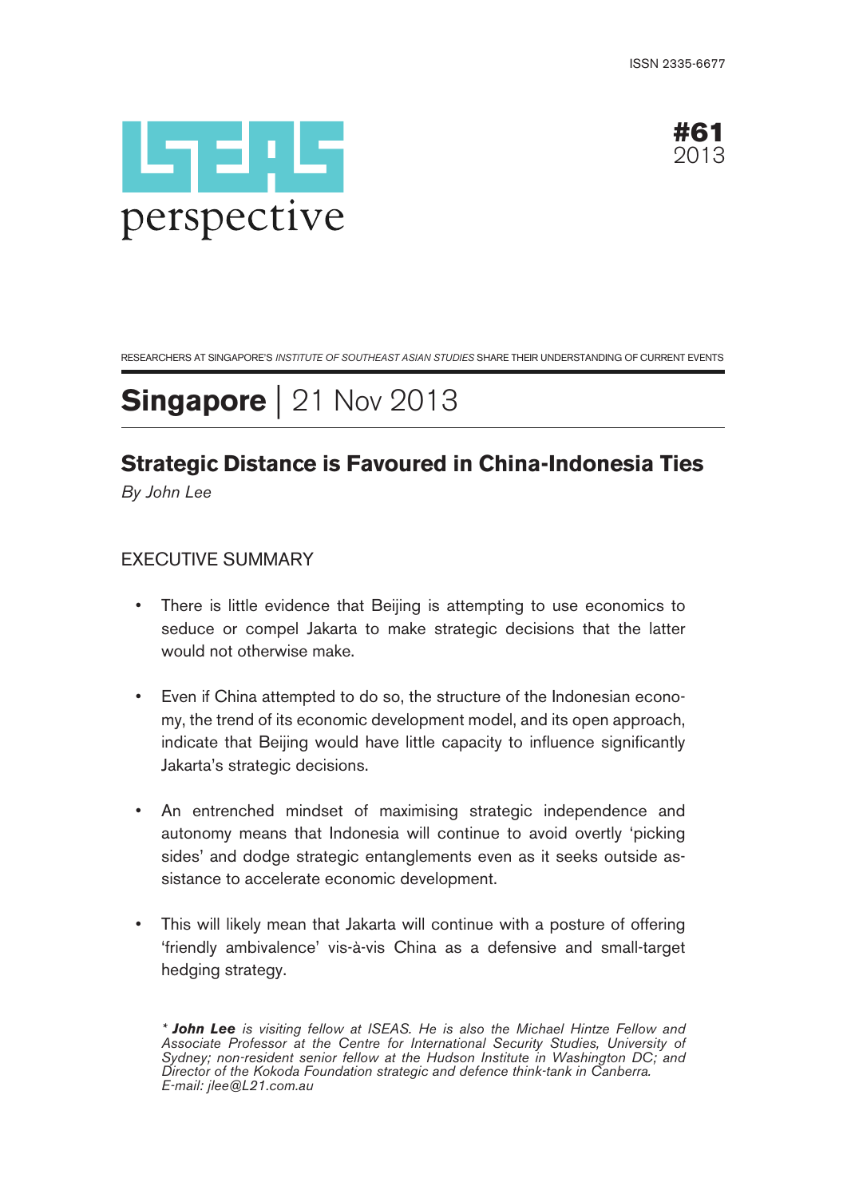ISSN 2335-6677

ISEAS perspective

**#61**
2013

RESEARCHERS AT SINGAPORE'S *INSTITUTE OF SOUTHEAST ASIAN STUDIES* SHARE THEIR UNDERSTANDING OF CURRENT EVENTS

# **Singapore** | 21 Nov 2013

## Strategic Distance is Favoured in China-Indonesia Ties

*By John Lee*

### EXECUTIVE SUMMARY

- There is little evidence that Beijing is attempting to use economics to seduce or compel Jakarta to make strategic decisions that the latter would not otherwise make.

- Even if China attempted to do so, the structure of the Indonesian economy, the trend of its economic development model, and its open approach, indicate that Beijing would have little capacity to influence significantly Jakarta's strategic decisions.

- An entrenched mindset of maximising strategic independence and autonomy means that Indonesia will continue to avoid overtly 'picking sides' and dodge strategic entanglements even as it seeks outside assistance to accelerate economic development.

- This will likely mean that Jakarta will continue with a posture of offering 'friendly ambivalence' vis-à-vis China as a defensive and small-target hedging strategy.

*\* **John Lee** is visiting fellow at ISEAS. He is also the Michael Hintze Fellow and Associate Professor at the Centre for International Security Studies, University of Sydney; non-resident senior fellow at the Hudson Institute in Washington DC; and Director of the Kokoda Foundation strategic and defence think-tank in Canberra. E-mail: jlee@L21.com.au*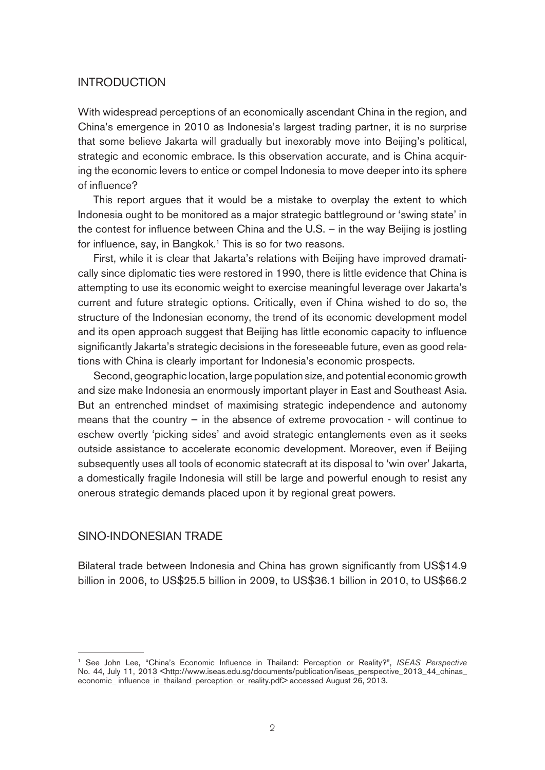## INTRODUCTION

With widespread perceptions of an economically ascendant China in the region, and China's emergence in 2010 as Indonesia's largest trading partner, it is no surprise that some believe Jakarta will gradually but inexorably move into Beijing's political, strategic and economic embrace. Is this observation accurate, and is China acquiring the economic levers to entice or compel Indonesia to move deeper into its sphere of influence?

This report argues that it would be a mistake to overplay the extent to which Indonesia ought to be monitored as a major strategic battleground or 'swing state' in the contest for influence between China and the U.S. – in the way Beijing is jostling for influence, say, in Bangkok.[1] This is so for two reasons.

First, while it is clear that Jakarta's relations with Beijing have improved dramatically since diplomatic ties were restored in 1990, there is little evidence that China is attempting to use its economic weight to exercise meaningful leverage over Jakarta's current and future strategic options. Critically, even if China wished to do so, the structure of the Indonesian economy, the trend of its economic development model and its open approach suggest that Beijing has little economic capacity to influence significantly Jakarta's strategic decisions in the foreseeable future, even as good relations with China is clearly important for Indonesia's economic prospects.

Second, geographic location, large population size, and potential economic growth and size make Indonesia an enormously important player in East and Southeast Asia. But an entrenched mindset of maximising strategic independence and autonomy means that the country – in the absence of extreme provocation - will continue to eschew overtly 'picking sides' and avoid strategic entanglements even as it seeks outside assistance to accelerate economic development. Moreover, even if Beijing subsequently uses all tools of economic statecraft at its disposal to 'win over' Jakarta, a domestically fragile Indonesia will still be large and powerful enough to resist any onerous strategic demands placed upon it by regional great powers.

## SINO-INDONESIAN TRADE

Bilateral trade between Indonesia and China has grown significantly from US$14.9 billion in 2006, to US$25.5 billion in 2009, to US$36.1 billion in 2010, to US$66.2

---

[1] See John Lee, "China's Economic Influence in Thailand: Perception or Reality?", *ISEAS Perspective* No. 44, July 11, 2013 <http://www.iseas.edu.sg/documents/publication/iseas_perspective_2013_44_chinas_economic_ influence_in_thailand_perception_or_reality.pdf> accessed August 26, 2013.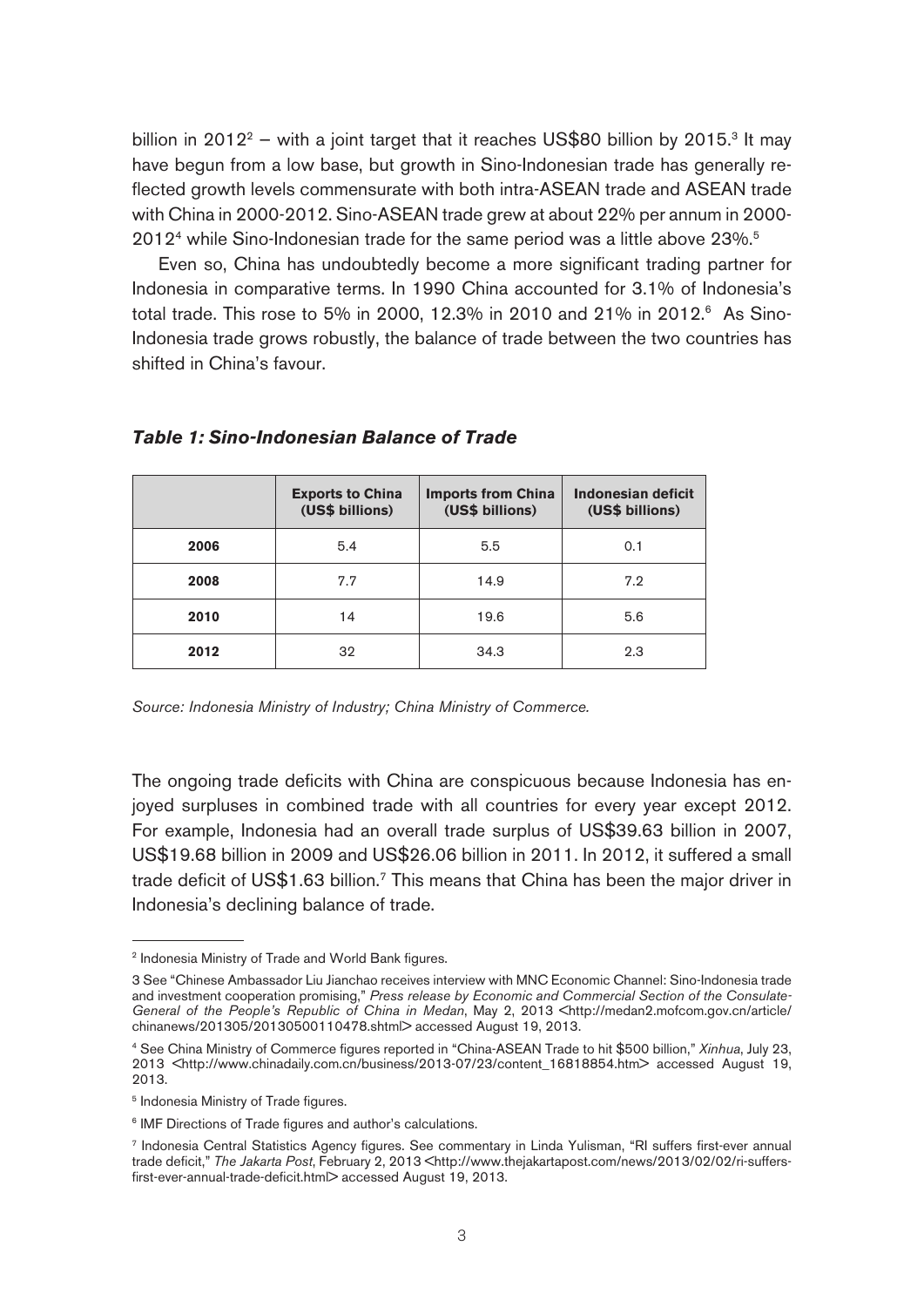billion in 2012[2] – with a joint target that it reaches US$80 billion by 2015.[3] It may have begun from a low base, but growth in Sino-Indonesian trade has generally reflected growth levels commensurate with both intra-ASEAN trade and ASEAN trade with China in 2000-2012. Sino-ASEAN trade grew at about 22% per annum in 2000-2012[4] while Sino-Indonesian trade for the same period was a little above 23%.[5]

Even so, China has undoubtedly become a more significant trading partner for Indonesia in comparative terms. In 1990 China accounted for 3.1% of Indonesia's total trade. This rose to 5% in 2000, 12.3% in 2010 and 21% in 2012.[6] As Sino-Indonesia trade grows robustly, the balance of trade between the two countries has shifted in China's favour.

***Table 1: Sino-Indonesian Balance of Trade***

| | Exports to China (US$ billions) | Imports from China (US$ billions) | Indonesian deficit (US$ billions) |
|---|---|---|---|
| **2006** | 5.4 | 5.5 | 0.1 |
| **2008** | 7.7 | 14.9 | 7.2 |
| **2010** | 14 | 19.6 | 5.6 |
| **2012** | 32 | 34.3 | 2.3 |

*Source: Indonesia Ministry of Industry; China Ministry of Commerce.*

The ongoing trade deficits with China are conspicuous because Indonesia has enjoyed surpluses in combined trade with all countries for every year except 2012. For example, Indonesia had an overall trade surplus of US$39.63 billion in 2007, US$19.68 billion in 2009 and US$26.06 billion in 2011. In 2012, it suffered a small trade deficit of US$1.63 billion.[7] This means that China has been the major driver in Indonesia's declining balance of trade.

---

[2] Indonesia Ministry of Trade and World Bank figures.

[3] See "Chinese Ambassador Liu Jianchao receives interview with MNC Economic Channel: Sino-Indonesia trade and investment cooperation promising," *Press release by Economic and Commercial Section of the Consulate-General of the People's Republic of China in Medan*, May 2, 2013 <http://medan2.mofcom.gov.cn/article/chinanews/201305/20130500110478.shtml> accessed August 19, 2013.

[4] See China Ministry of Commerce figures reported in "China-ASEAN Trade to hit $500 billion," *Xinhua*, July 23, 2013 <http://www.chinadaily.com.cn/business/2013-07/23/content_16818854.htm> accessed August 19, 2013.

[5] Indonesia Ministry of Trade figures.

[6] IMF Directions of Trade figures and author's calculations.

[7] Indonesia Central Statistics Agency figures. See commentary in Linda Yulisman, "RI suffers first-ever annual trade deficit," *The Jakarta Post*, February 2, 2013 <http://www.thejakartapost.com/news/2013/02/02/ri-suffers-first-ever-annual-trade-deficit.html> accessed August 19, 2013.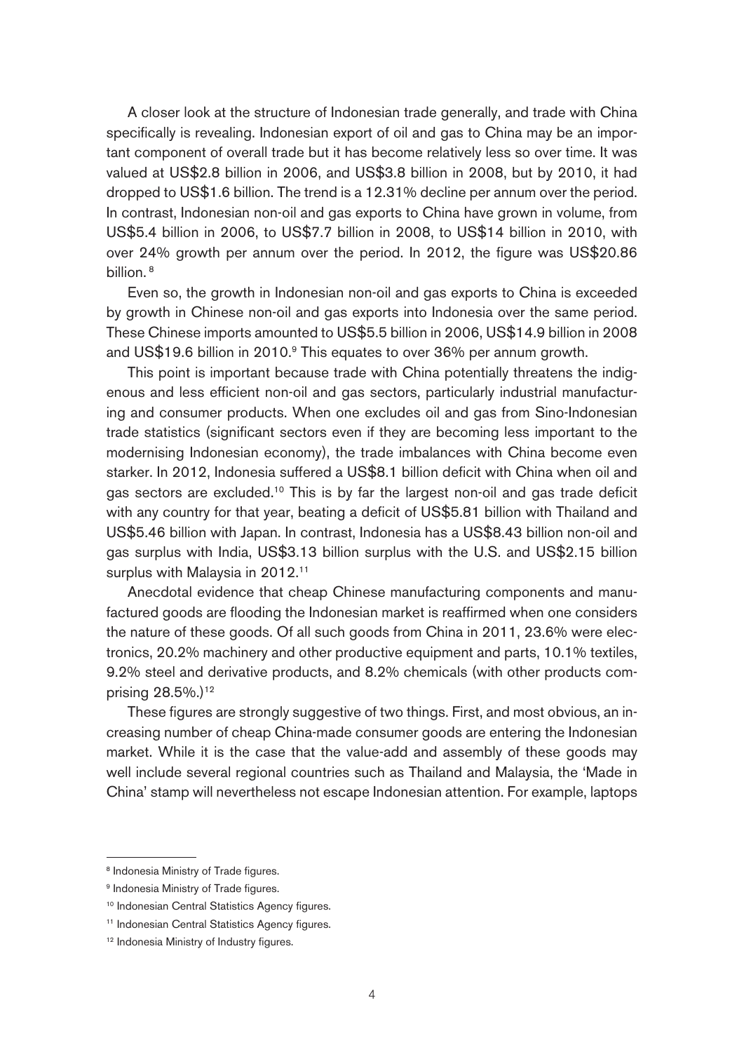A closer look at the structure of Indonesian trade generally, and trade with China specifically is revealing. Indonesian export of oil and gas to China may be an important component of overall trade but it has become relatively less so over time. It was valued at US$2.8 billion in 2006, and US$3.8 billion in 2008, but by 2010, it had dropped to US$1.6 billion. The trend is a 12.31% decline per annum over the period. In contrast, Indonesian non-oil and gas exports to China have grown in volume, from US$5.4 billion in 2006, to US$7.7 billion in 2008, to US$14 billion in 2010, with over 24% growth per annum over the period. In 2012, the figure was US$20.86 billion.[8]

Even so, the growth in Indonesian non-oil and gas exports to China is exceeded by growth in Chinese non-oil and gas exports into Indonesia over the same period. These Chinese imports amounted to US$5.5 billion in 2006, US$14.9 billion in 2008 and US$19.6 billion in 2010.[9] This equates to over 36% per annum growth.

This point is important because trade with China potentially threatens the indigenous and less efficient non-oil and gas sectors, particularly industrial manufacturing and consumer products. When one excludes oil and gas from Sino-Indonesian trade statistics (significant sectors even if they are becoming less important to the modernising Indonesian economy), the trade imbalances with China become even starker. In 2012, Indonesia suffered a US$8.1 billion deficit with China when oil and gas sectors are excluded.[10] This is by far the largest non-oil and gas trade deficit with any country for that year, beating a deficit of US$5.81 billion with Thailand and US$5.46 billion with Japan. In contrast, Indonesia has a US$8.43 billion non-oil and gas surplus with India, US$3.13 billion surplus with the U.S. and US$2.15 billion surplus with Malaysia in 2012.[11]

Anecdotal evidence that cheap Chinese manufacturing components and manufactured goods are flooding the Indonesian market is reaffirmed when one considers the nature of these goods. Of all such goods from China in 2011, 23.6% were electronics, 20.2% machinery and other productive equipment and parts, 10.1% textiles, 9.2% steel and derivative products, and 8.2% chemicals (with other products comprising 28.5%.)[12]

These figures are strongly suggestive of two things. First, and most obvious, an increasing number of cheap China-made consumer goods are entering the Indonesian market. While it is the case that the value-add and assembly of these goods may well include several regional countries such as Thailand and Malaysia, the 'Made in China' stamp will nevertheless not escape Indonesian attention. For example, laptops

---

[8] Indonesia Ministry of Trade figures.

[9] Indonesia Ministry of Trade figures.

[10] Indonesian Central Statistics Agency figures.

[11] Indonesian Central Statistics Agency figures.

[12] Indonesia Ministry of Industry figures.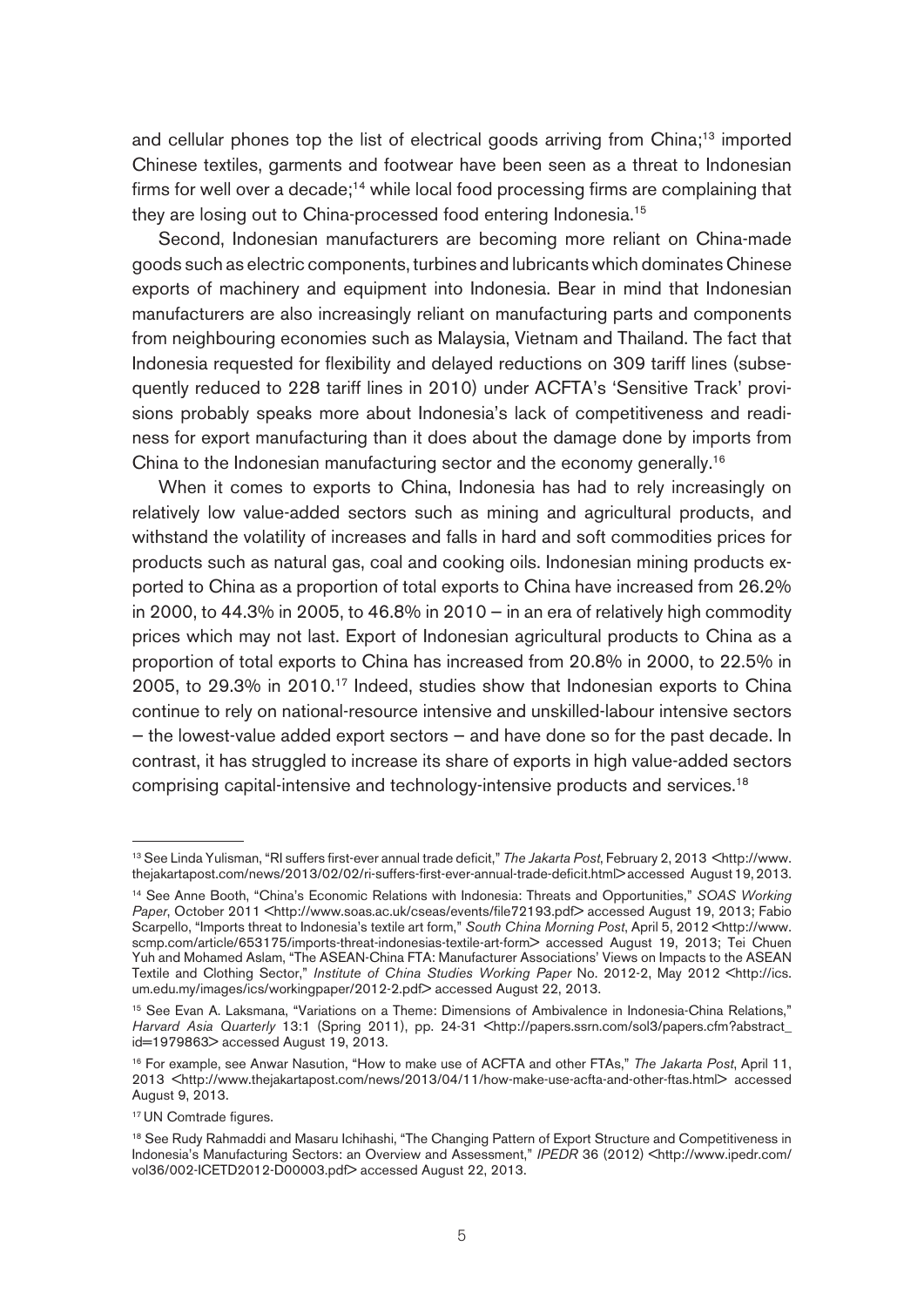and cellular phones top the list of electrical goods arriving from China;[13] imported Chinese textiles, garments and footwear have been seen as a threat to Indonesian firms for well over a decade;[14] while local food processing firms are complaining that they are losing out to China-processed food entering Indonesia.[15]

Second, Indonesian manufacturers are becoming more reliant on China-made goods such as electric components, turbines and lubricants which dominates Chinese exports of machinery and equipment into Indonesia. Bear in mind that Indonesian manufacturers are also increasingly reliant on manufacturing parts and components from neighbouring economies such as Malaysia, Vietnam and Thailand. The fact that Indonesia requested for flexibility and delayed reductions on 309 tariff lines (subsequently reduced to 228 tariff lines in 2010) under ACFTA's 'Sensitive Track' provisions probably speaks more about Indonesia's lack of competitiveness and readiness for export manufacturing than it does about the damage done by imports from China to the Indonesian manufacturing sector and the economy generally.[16]

When it comes to exports to China, Indonesia has had to rely increasingly on relatively low value-added sectors such as mining and agricultural products, and withstand the volatility of increases and falls in hard and soft commodities prices for products such as natural gas, coal and cooking oils. Indonesian mining products exported to China as a proportion of total exports to China have increased from 26.2% in 2000, to 44.3% in 2005, to 46.8% in 2010 – in an era of relatively high commodity prices which may not last. Export of Indonesian agricultural products to China as a proportion of total exports to China has increased from 20.8% in 2000, to 22.5% in 2005, to 29.3% in 2010.[17] Indeed, studies show that Indonesian exports to China continue to rely on national-resource intensive and unskilled-labour intensive sectors – the lowest-value added export sectors – and have done so for the past decade. In contrast, it has struggled to increase its share of exports in high value-added sectors comprising capital-intensive and technology-intensive products and services.[18]

---

[13] See Linda Yulisman, "RI suffers first-ever annual trade deficit," *The Jakarta Post*, February 2, 2013 <http://www.thejakartapost.com/news/2013/02/02/ri-suffers-first-ever-annual-trade-deficit.html> accessed August 19, 2013.

[14] See Anne Booth, "China's Economic Relations with Indonesia: Threats and Opportunities," *SOAS Working Paper*, October 2011 <http://www.soas.ac.uk/cseas/events/file72193.pdf> accessed August 19, 2013; Fabio Scarpello, "Imports threat to Indonesia's textile art form," *South China Morning Post*, April 5, 2012 <http://www.scmp.com/article/653175/imports-threat-indonesias-textile-art-form> accessed August 19, 2013; Tei Chuen Yuh and Mohamed Aslam, "The ASEAN-China FTA: Manufacturer Associations' Views on Impacts to the ASEAN Textile and Clothing Sector," *Institute of China Studies Working Paper* No. 2012-2, May 2012 <http://ics.um.edu.my/images/ics/workingpaper/2012-2.pdf> accessed August 22, 2013.

[15] See Evan A. Laksmana, "Variations on a Theme: Dimensions of Ambivalence in Indonesia-China Relations," *Harvard Asia Quarterly* 13:1 (Spring 2011), pp. 24-31 <http://papers.ssrn.com/sol3/papers.cfm?abstract_id=1979863> accessed August 19, 2013.

[16] For example, see Anwar Nasution, "How to make use of ACFTA and other FTAs," *The Jakarta Post*, April 11, 2013 <http://www.thejakartapost.com/news/2013/04/11/how-make-use-acfta-and-other-ftas.html> accessed August 9, 2013.

[17] UN Comtrade figures.

[18] See Rudy Rahmaddi and Masaru Ichihashi, "The Changing Pattern of Export Structure and Competitiveness in Indonesia's Manufacturing Sectors: an Overview and Assessment," *IPEDR* 36 (2012) <http://www.ipedr.com/vol36/002-ICETD2012-D00003.pdf> accessed August 22, 2013.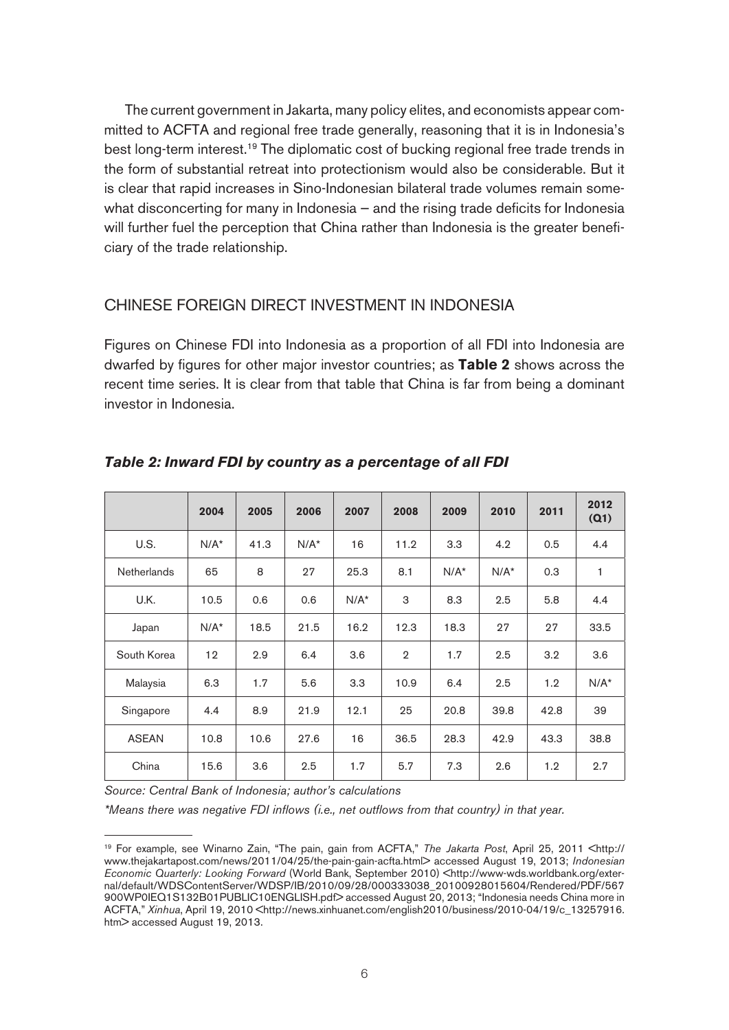The current government in Jakarta, many policy elites, and economists appear committed to ACFTA and regional free trade generally, reasoning that it is in Indonesia's best long-term interest.[19] The diplomatic cost of bucking regional free trade trends in the form of substantial retreat into protectionism would also be considerable. But it is clear that rapid increases in Sino-Indonesian bilateral trade volumes remain somewhat disconcerting for many in Indonesia – and the rising trade deficits for Indonesia will further fuel the perception that China rather than Indonesia is the greater beneficiary of the trade relationship.

## CHINESE FOREIGN DIRECT INVESTMENT IN INDONESIA

Figures on Chinese FDI into Indonesia as a proportion of all FDI into Indonesia are dwarfed by figures for other major investor countries; as **Table 2** shows across the recent time series. It is clear from that table that China is far from being a dominant investor in Indonesia.

***Table 2: Inward FDI by country as a percentage of all FDI***

| | 2004 | 2005 | 2006 | 2007 | 2008 | 2009 | 2010 | 2011 | 2012 (Q1) |
|---|---|---|---|---|---|---|---|---|---|
| U.S. | N/A* | 41.3 | N/A* | 16 | 11.2 | 3.3 | 4.2 | 0.5 | 4.4 |
| Netherlands | 65 | 8 | 27 | 25.3 | 8.1 | N/A* | N/A* | 0.3 | 1 |
| U.K. | 10.5 | 0.6 | 0.6 | N/A* | 3 | 8.3 | 2.5 | 5.8 | 4.4 |
| Japan | N/A* | 18.5 | 21.5 | 16.2 | 12.3 | 18.3 | 27 | 27 | 33.5 |
| South Korea | 12 | 2.9 | 6.4 | 3.6 | 2 | 1.7 | 2.5 | 3.2 | 3.6 |
| Malaysia | 6.3 | 1.7 | 5.6 | 3.3 | 10.9 | 6.4 | 2.5 | 1.2 | N/A* |
| Singapore | 4.4 | 8.9 | 21.9 | 12.1 | 25 | 20.8 | 39.8 | 42.8 | 39 |
| ASEAN | 10.8 | 10.6 | 27.6 | 16 | 36.5 | 28.3 | 42.9 | 43.3 | 38.8 |
| China | 15.6 | 3.6 | 2.5 | 1.7 | 5.7 | 7.3 | 2.6 | 1.2 | 2.7 |

*Source: Central Bank of Indonesia; author's calculations*

*\*Means there was negative FDI inflows (i.e., net outflows from that country) in that year.*

---

[19] For example, see Winarno Zain, "The pain, gain from ACFTA," *The Jakarta Post*, April 25, 2011 <http://www.thejakartapost.com/news/2011/04/25/the-pain-gain-acfta.html> accessed August 19, 2013; *Indonesian Economic Quarterly: Looking Forward* (World Bank, September 2010) <http://www-wds.worldbank.org/external/default/WDSContentServer/WDSP/IB/2010/09/28/000333038_20100928015604/Rendered/PDF/567900WP0IEQ1S132B01PUBLIC10ENGLISH.pdf> accessed August 20, 2013; "Indonesia needs China more in ACFTA," *Xinhua*, April 19, 2010 <http://news.xinhuanet.com/english2010/business/2010-04/19/c_13257916.htm> accessed August 19, 2013.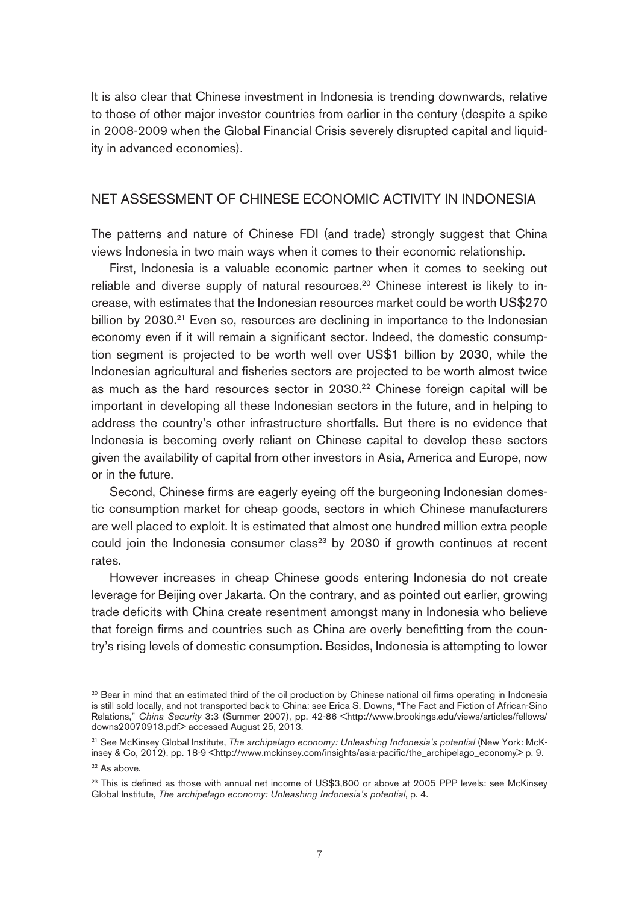It is also clear that Chinese investment in Indonesia is trending downwards, relative to those of other major investor countries from earlier in the century (despite a spike in 2008-2009 when the Global Financial Crisis severely disrupted capital and liquidity in advanced economies).

## NET ASSESSMENT OF CHINESE ECONOMIC ACTIVITY IN INDONESIA

The patterns and nature of Chinese FDI (and trade) strongly suggest that China views Indonesia in two main ways when it comes to their economic relationship.

First, Indonesia is a valuable economic partner when it comes to seeking out reliable and diverse supply of natural resources.[20] Chinese interest is likely to increase, with estimates that the Indonesian resources market could be worth US$270 billion by 2030.[21] Even so, resources are declining in importance to the Indonesian economy even if it will remain a significant sector. Indeed, the domestic consumption segment is projected to be worth well over US$1 billion by 2030, while the Indonesian agricultural and fisheries sectors are projected to be worth almost twice as much as the hard resources sector in 2030.[22] Chinese foreign capital will be important in developing all these Indonesian sectors in the future, and in helping to address the country's other infrastructure shortfalls. But there is no evidence that Indonesia is becoming overly reliant on Chinese capital to develop these sectors given the availability of capital from other investors in Asia, America and Europe, now or in the future.

Second, Chinese firms are eagerly eyeing off the burgeoning Indonesian domestic consumption market for cheap goods, sectors in which Chinese manufacturers are well placed to exploit. It is estimated that almost one hundred million extra people could join the Indonesia consumer class[23] by 2030 if growth continues at recent rates.

However increases in cheap Chinese goods entering Indonesia do not create leverage for Beijing over Jakarta. On the contrary, and as pointed out earlier, growing trade deficits with China create resentment amongst many in Indonesia who believe that foreign firms and countries such as China are overly benefitting from the country's rising levels of domestic consumption. Besides, Indonesia is attempting to lower

---

[20] Bear in mind that an estimated third of the oil production by Chinese national oil firms operating in Indonesia is still sold locally, and not transported back to China: see Erica S. Downs, "The Fact and Fiction of African-Sino Relations," *China Security* 3:3 (Summer 2007), pp. 42-86 <http://www.brookings.edu/views/articles/fellows/downs20070913.pdf> accessed August 25, 2013.

[21] See McKinsey Global Institute, *The archipelago economy: Unleashing Indonesia's potential* (New York: McKinsey & Co, 2012), pp. 18-9 <http://www.mckinsey.com/insights/asia-pacific/the_archipelago_economy> p. 9.

[22] As above.

[23] This is defined as those with annual net income of US$3,600 or above at 2005 PPP levels: see McKinsey Global Institute, *The archipelago economy: Unleashing Indonesia's potential*, p. 4.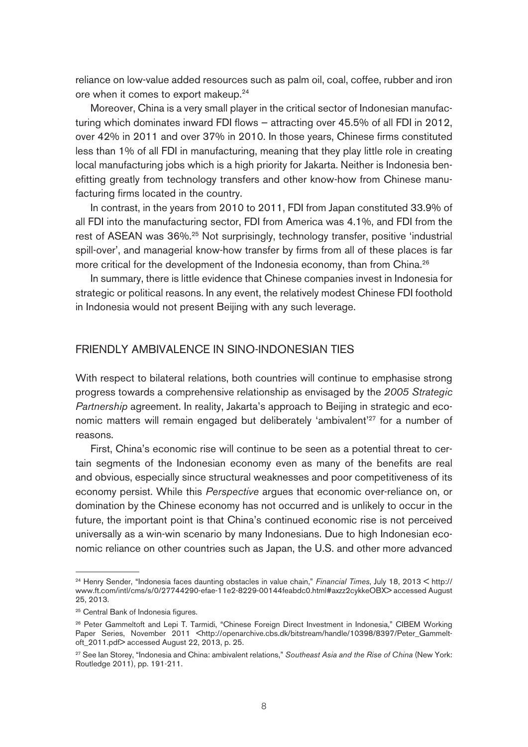reliance on low-value added resources such as palm oil, coal, coffee, rubber and iron ore when it comes to export makeup.[24]

Moreover, China is a very small player in the critical sector of Indonesian manufacturing which dominates inward FDI flows – attracting over 45.5% of all FDI in 2012, over 42% in 2011 and over 37% in 2010. In those years, Chinese firms constituted less than 1% of all FDI in manufacturing, meaning that they play little role in creating local manufacturing jobs which is a high priority for Jakarta. Neither is Indonesia benefitting greatly from technology transfers and other know-how from Chinese manufacturing firms located in the country.

In contrast, in the years from 2010 to 2011, FDI from Japan constituted 33.9% of all FDI into the manufacturing sector, FDI from America was 4.1%, and FDI from the rest of ASEAN was 36%.[25] Not surprisingly, technology transfer, positive 'industrial spill-over', and managerial know-how transfer by firms from all of these places is far more critical for the development of the Indonesia economy, than from China.[26]

In summary, there is little evidence that Chinese companies invest in Indonesia for strategic or political reasons. In any event, the relatively modest Chinese FDI foothold in Indonesia would not present Beijing with any such leverage.

## FRIENDLY AMBIVALENCE IN SINO-INDONESIAN TIES

With respect to bilateral relations, both countries will continue to emphasise strong progress towards a comprehensive relationship as envisaged by the *2005 Strategic Partnership* agreement. In reality, Jakarta's approach to Beijing in strategic and economic matters will remain engaged but deliberately 'ambivalent'[27] for a number of reasons.

First, China's economic rise will continue to be seen as a potential threat to certain segments of the Indonesian economy even as many of the benefits are real and obvious, especially since structural weaknesses and poor competitiveness of its economy persist. While this *Perspective* argues that economic over-reliance on, or domination by the Chinese economy has not occurred and is unlikely to occur in the future, the important point is that China's continued economic rise is not perceived universally as a win-win scenario by many Indonesians. Due to high Indonesian economic reliance on other countries such as Japan, the U.S. and other more advanced

---

[24] Henry Sender, "Indonesia faces daunting obstacles in value chain," *Financial Times*, July 18, 2013 < http://www.ft.com/intl/cms/s/0/27744290-efae-11e2-8229-00144feabdc0.html#axzz2cykkeOBX> accessed August 25, 2013.

[25] Central Bank of Indonesia figures.

[26] Peter Gammeltoft and Lepi T. Tarmidi, "Chinese Foreign Direct Investment in Indonesia," CIBEM Working Paper Series, November 2011 <http://openarchive.cbs.dk/bitstream/handle/10398/8397/Peter_Gammeltoft_2011.pdf> accessed August 22, 2013, p. 25.

[27] See Ian Storey, "Indonesia and China: ambivalent relations," *Southeast Asia and the Rise of China* (New York: Routledge 2011), pp. 191-211.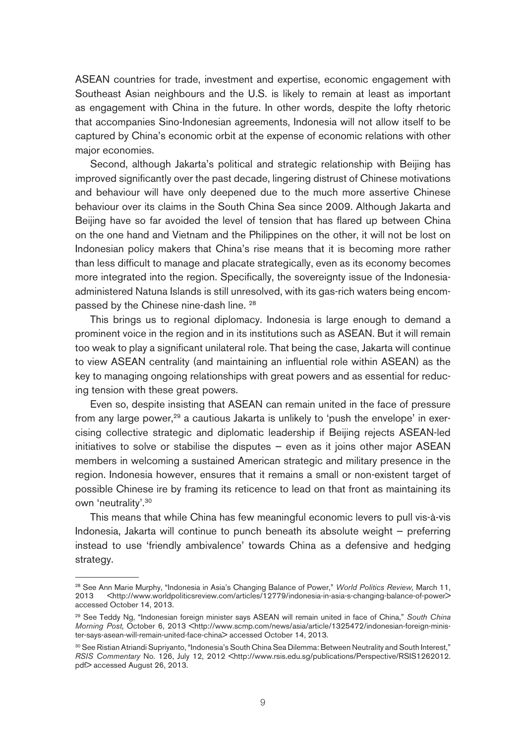ASEAN countries for trade, investment and expertise, economic engagement with Southeast Asian neighbours and the U.S. is likely to remain at least as important as engagement with China in the future. In other words, despite the lofty rhetoric that accompanies Sino-Indonesian agreements, Indonesia will not allow itself to be captured by China's economic orbit at the expense of economic relations with other major economies.

Second, although Jakarta's political and strategic relationship with Beijing has improved significantly over the past decade, lingering distrust of Chinese motivations and behaviour will have only deepened due to the much more assertive Chinese behaviour over its claims in the South China Sea since 2009. Although Jakarta and Beijing have so far avoided the level of tension that has flared up between China on the one hand and Vietnam and the Philippines on the other, it will not be lost on Indonesian policy makers that China's rise means that it is becoming more rather than less difficult to manage and placate strategically, even as its economy becomes more integrated into the region. Specifically, the sovereignty issue of the Indonesia-administered Natuna Islands is still unresolved, with its gas-rich waters being encompassed by the Chinese nine-dash line. [28]

This brings us to regional diplomacy. Indonesia is large enough to demand a prominent voice in the region and in its institutions such as ASEAN. But it will remain too weak to play a significant unilateral role. That being the case, Jakarta will continue to view ASEAN centrality (and maintaining an influential role within ASEAN) as the key to managing ongoing relationships with great powers and as essential for reducing tension with these great powers.

Even so, despite insisting that ASEAN can remain united in the face of pressure from any large power,[29] a cautious Jakarta is unlikely to 'push the envelope' in exercising collective strategic and diplomatic leadership if Beijing rejects ASEAN-led initiatives to solve or stabilise the disputes – even as it joins other major ASEAN members in welcoming a sustained American strategic and military presence in the region. Indonesia however, ensures that it remains a small or non-existent target of possible Chinese ire by framing its reticence to lead on that front as maintaining its own 'neutrality'.[30]

This means that while China has few meaningful economic levers to pull vis-à-vis Indonesia, Jakarta will continue to punch beneath its absolute weight – preferring instead to use 'friendly ambivalence' towards China as a defensive and hedging strategy.

---

[28] See Ann Marie Murphy, "Indonesia in Asia's Changing Balance of Power," *World Politics Review,* March 11, 2013 <http://www.worldpoliticsreview.com/articles/12779/indonesia-in-asia-s-changing-balance-of-power> accessed October 14, 2013.

[29] See Teddy Ng, "Indonesian foreign minister says ASEAN will remain united in face of China," *South China Morning Post*, October 6, 2013 <http://www.scmp.com/news/asia/article/1325472/indonesian-foreign-minister-says-asean-will-remain-united-face-china> accessed October 14, 2013.

[30] See Ristian Atriandi Supriyanto, "Indonesia's South China Sea Dilemma: Between Neutrality and South Interest," *RSIS Commentary* No. 126, July 12, 2012 <http://www.rsis.edu.sg/publications/Perspective/RSIS1262012.pdf> accessed August 26, 2013.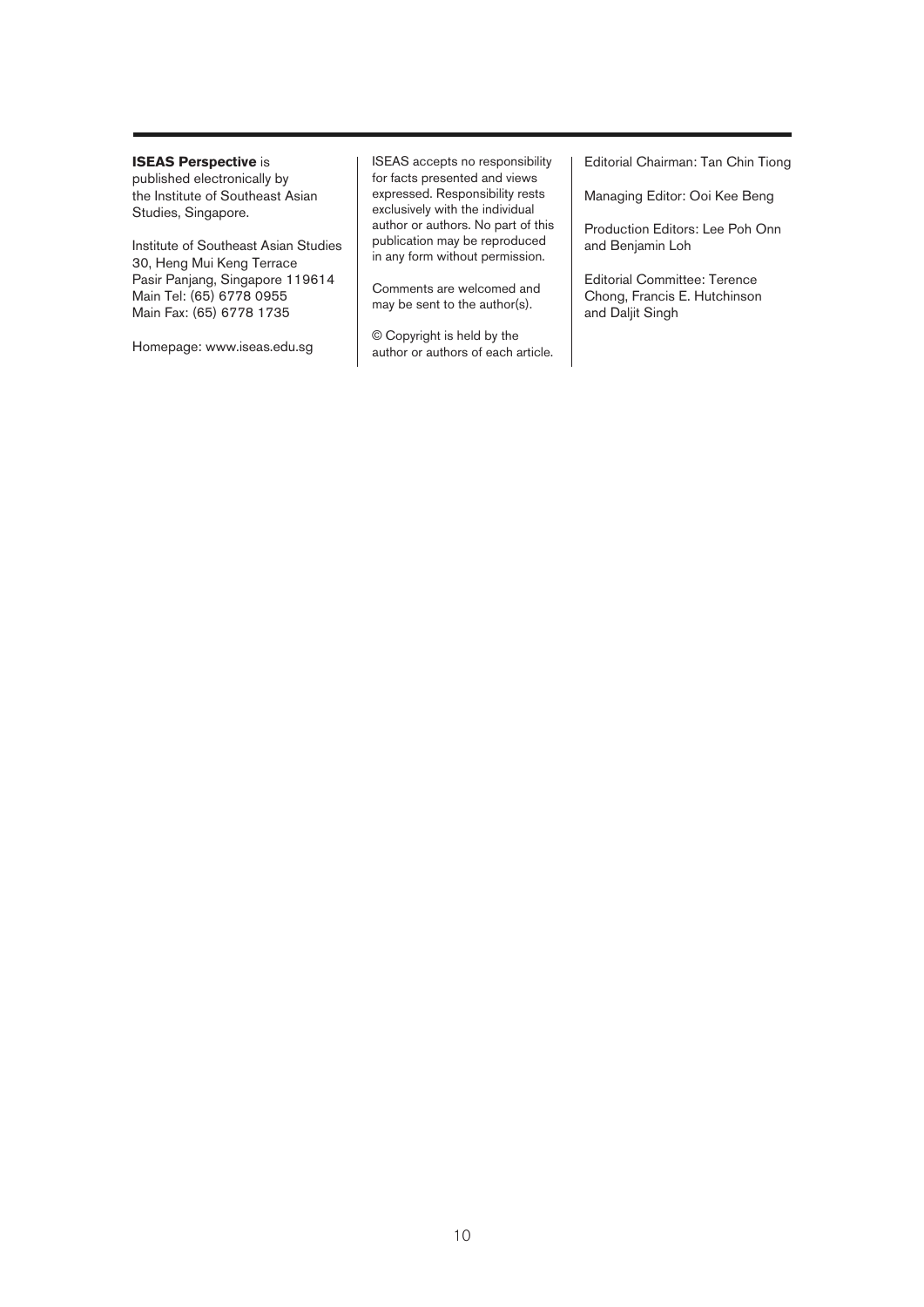**ISEAS Perspective** is published electronically by the Institute of Southeast Asian Studies, Singapore.

Institute of Southeast Asian Studies
30, Heng Mui Keng Terrace
Pasir Panjang, Singapore 119614
Main Tel: (65) 6778 0955
Main Fax: (65) 6778 1735

Homepage: www.iseas.edu.sg

ISEAS accepts no responsibility for facts presented and views expressed. Responsibility rests exclusively with the individual author or authors. No part of this publication may be reproduced in any form without permission.

Comments are welcomed and may be sent to the author(s).

© Copyright is held by the author or authors of each article.

Editorial Chairman: Tan Chin Tiong

Managing Editor: Ooi Kee Beng

Production Editors: Lee Poh Onn and Benjamin Loh

Editorial Committee: Terence Chong, Francis E. Hutchinson and Daljit Singh